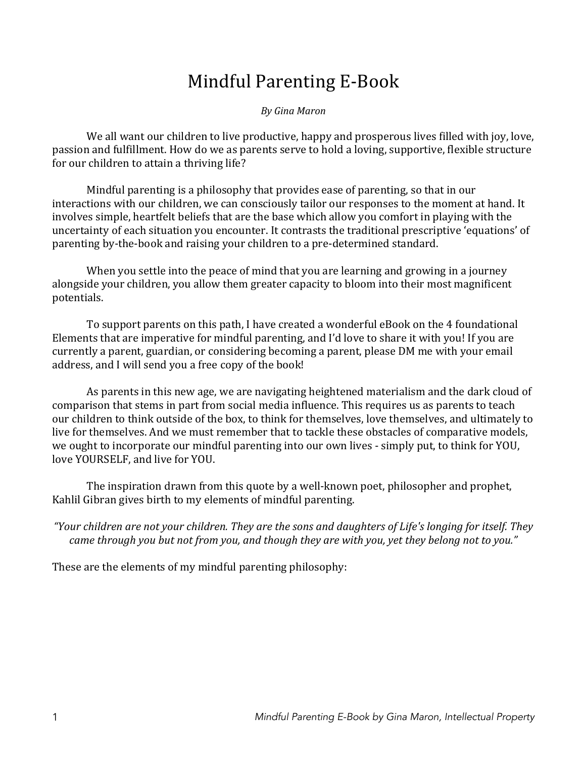# Mindful Parenting E-Book

*By Gina Maron*

We all want our children to live productive, happy and prosperous lives filled with joy, love, passion and fulfillment. How do we as parents serve to hold a loving, supportive, flexible structure for our children to attain a thriving life?

Mindful parenting is a philosophy that provides ease of parenting, so that in our interactions with our children, we can consciously tailor our responses to the moment at hand. It involves simple, heartfelt beliefs that are the base which allow you comfort in playing with the uncertainty of each situation you encounter. It contrasts the traditional prescriptive 'equations' of parenting by-the-book and raising your children to a pre-determined standard.

When you settle into the peace of mind that you are learning and growing in a journey alongside your children, you allow them greater capacity to bloom into their most magnificent potentials.

To support parents on this path, I have created a wonderful eBook on the 4 foundational Elements that are imperative for mindful parenting, and I'd love to share it with you! If you are currently a parent, guardian, or considering becoming a parent, please DM me with your email address, and I will send you a free copy of the book!

As parents in this new age, we are navigating heightened materialism and the dark cloud of comparison that stems in part from social media influence. This requires us as parents to teach our children to think outside of the box, to think for themselves, love themselves, and ultimately to live for themselves. And we must remember that to tackle these obstacles of comparative models, we ought to incorporate our mindful parenting into our own lives - simply put, to think for YOU, love YOURSELF, and live for YOU.

The inspiration drawn from this quote by a well-known poet, philosopher and prophet, Kahlil Gibran gives birth to my elements of mindful parenting.

*"Your children are not your children. They are the sons and daughters of Life's longing for itself. They came through you but not from you, and though they are with you, yet they belong not to you."*

These are the elements of my mindful parenting philosophy: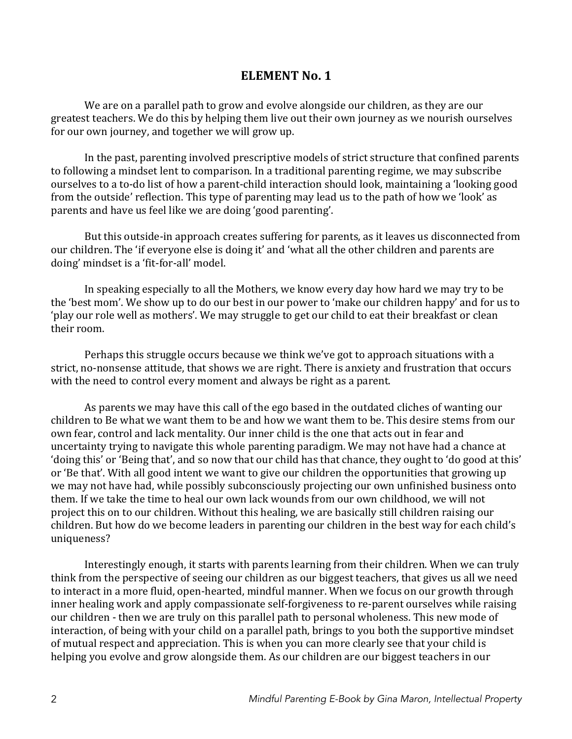## ELEMENT No. 1

We are on a parallel path to grow and evolve alongside our children, as they are our greatest teachers. We do this by helping them live out their own journey as we nourish ourselves for our own journey, and together we will grow up.

In the past, parenting involved prescriptive models of strict structure that confined parents to following a mindset lent to comparison. In a traditional parenting regime, we may subscribe ourselves to a to-do list of how a parent-child interaction should look, maintaining a 'looking good from the outside' reflection. This type of parenting may lead us to the path of how we 'look' as parents and have us feel like we are doing 'good parenting'.

But this outside-in approach creates suffering for parents, as it leaves us disconnected from our children. The 'if everyone else is doing it' and 'what all the other children and parents are doing' mindset is a 'fit-for-all' model.

In speaking especially to all the Mothers, we know every day how hard we may try to be the 'best mom'. We show up to do our best in our power to 'make our children happy' and for us to 'play our role well as mothers'. We may struggle to get our child to eat their breakfast or clean their room.

Perhaps this struggle occurs because we think we've got to approach situations with a strict, no-nonsense attitude, that shows we are right. There is anxiety and frustration that occurs with the need to control every moment and always be right as a parent.

As parents we may have this call of the ego based in the outdated cliches of wanting our children to Be what we want them to be and how we want them to be. This desire stems from our own fear, control and lack mentality. Our inner child is the one that acts out in fear and uncertainty trying to navigate this whole parenting paradigm. We may not have had a chance at 'doing this' or 'Being that', and so now that our child has that chance, they ought to 'do good at this' or 'Be that'. With all good intent we want to give our children the opportunities that growing up we may not have had, while possibly subconsciously projecting our own unfinished business onto them. If we take the time to heal our own lack wounds from our own childhood, we will not project this on to our children. Without this healing, we are basically still children raising our children. But how do we become leaders in parenting our children in the best way for each child's uniqueness?

Interestingly enough, it starts with parents learning from their children. When we can truly think from the perspective of seeing our children as our biggest teachers, that gives us all we need to interact in a more fluid, open-hearted, mindful manner. When we focus on our growth through inner healing work and apply compassionate self-forgiveness to re-parent ourselves while raising our children - then we are truly on this parallel path to personal wholeness. This new mode of interaction, of being with your child on a parallel path, brings to you both the supportive mindset of mutual respect and appreciation. This is when you can more clearly see that your child is helping you evolve and grow alongside them. As our children are our biggest teachers in our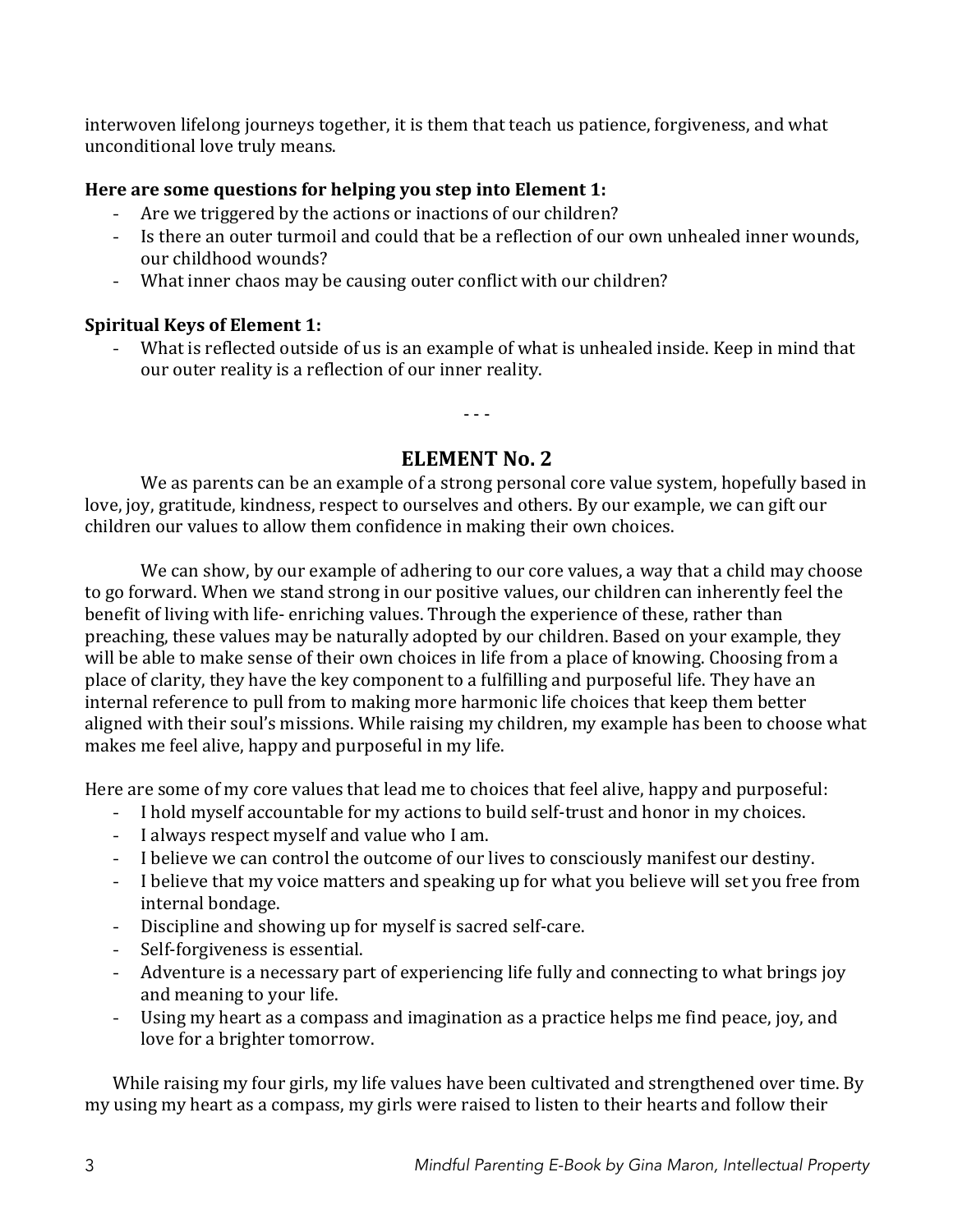interwoven lifelong journeys together, it is them that teach us patience, forgiveness, and what unconditional love truly means.

**Here are some questions for helping you step into Element 1:**

- Are we triggered by the actions or inactions of our children?
- Is there an outer turmoil and could that be a reflection of our own unhealed inner wounds, our childhood wounds?
- What inner chaos may be causing outer conflict with our children?

**Spiritual Keys of Element 1:**

- What is reflected outside of us is an example of what is unhealed inside. Keep in mind that our outer reality is a reflection of our inner reality.

- - -

## ELEMENT No. 2

We as parents can be an example of a strong personal core value system, hopefully based in love, joy, gratitude, kindness, respect to ourselves and others. By our example, we can gift our children our values to allow them confidence in making their own choices.

We can show, by our example of adhering to our core values, a way that a child may choose to go forward. When we stand strong in our positive values, our children can inherently feel the benefit of living with life- enriching values. Through the experience of these, rather than preaching, these values may be naturally adopted by our children. Based on your example, they will be able to make sense of their own choices in life from a place of knowing. Choosing from a place of clarity, they have the key component to a fulfilling and purposeful life. They have an internal reference to pull from to making more harmonic life choices that keep them better aligned with their soul's missions. While raising my children, my example has been to choose what makes me feel alive, happy and purposeful in my life.

Here are some of my core values that lead me to choices that feel alive, happy and purposeful:

- I hold myself accountable for my actions to build self-trust and honor in my choices.
- I always respect myself and value who I am.
- I believe we can control the outcome of our lives to consciously manifest our destiny.
- I believe that my voice matters and speaking up for what you believe will set you free from internal bondage.
- Discipline and showing up for myself is sacred self-care.
- Self-forgiveness is essential.
- Adventure is a necessary part of experiencing life fully and connecting to what brings joy and meaning to your life.
- Using my heart as a compass and imagination as a practice helps me find peace, joy, and love for a brighter tomorrow.

While raising my four girls, my life values have been cultivated and strengthened over time. By my using my heart as a compass, my girls were raised to listen to their hearts and follow their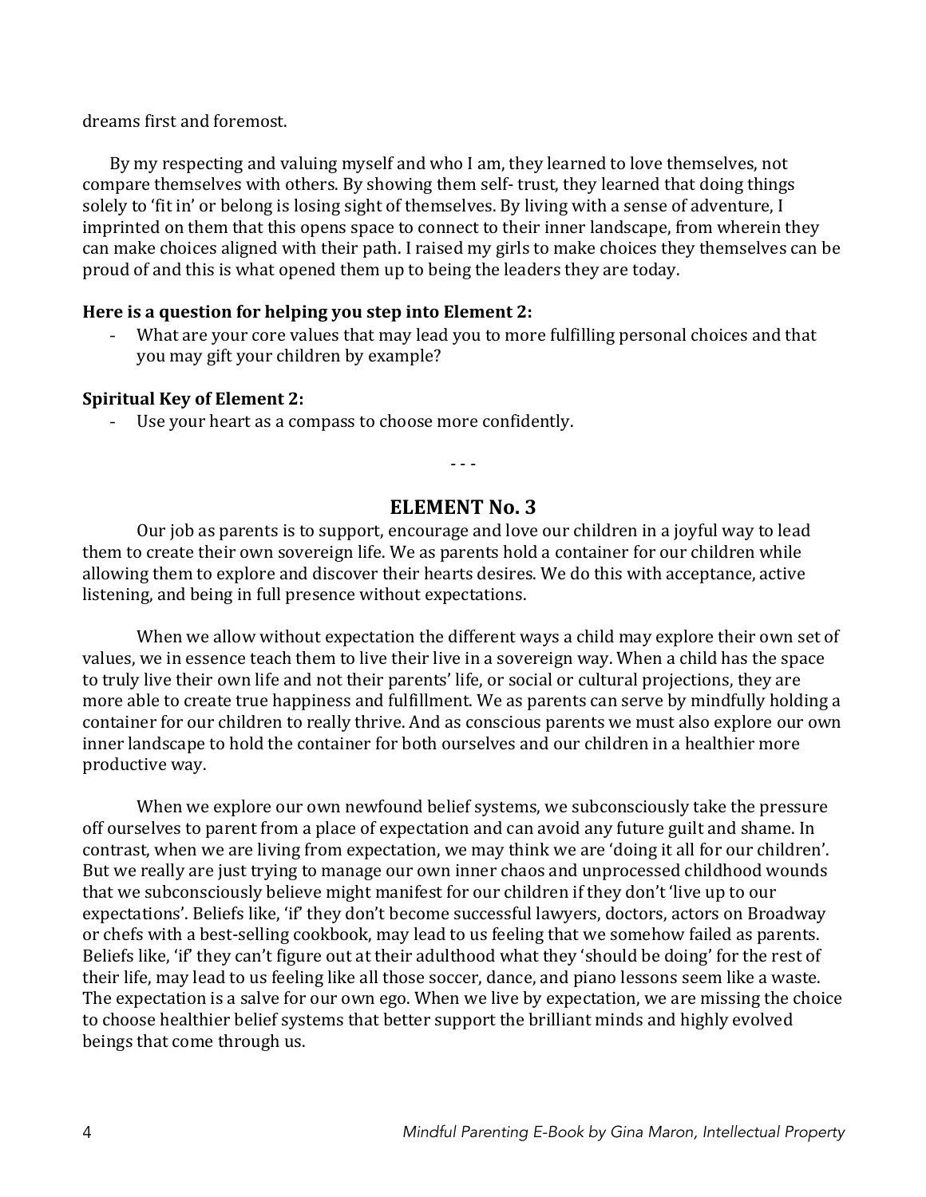dreams first and foremost.

By my respecting and valuing myself and who I am, they learned to love themselves, not compare themselves with others. By showing them self- trust, they learned that doing things solely to 'fit in' or belong is losing sight of themselves. By living with a sense of adventure, I imprinted on them that this opens space to connect to their inner landscape, from wherein they can make choices aligned with their path. I raised my girls to make choices they themselves can be proud of and this is what opened them up to being the leaders they are today.

**Here is a question for helping you step into Element 2:**

- What are your core values that may lead you to more fulfilling personal choices and that you may gift your children by example?

**Spiritual Key of Element 2:**

- Use your heart as a compass to choose more confidently.

- - -

## ELEMENT No. 3

Our job as parents is to support, encourage and love our children in a joyful way to lead them to create their own sovereign life. We as parents hold a container for our children while allowing them to explore and discover their hearts desires. We do this with acceptance, active listening, and being in full presence without expectations.

When we allow without expectation the different ways a child may explore their own set of values, we in essence teach them to live their live in a sovereign way. When a child has the space to truly live their own life and not their parents' life, or social or cultural projections, they are more able to create true happiness and fulfillment. We as parents can serve by mindfully holding a container for our children to really thrive. And as conscious parents we must also explore our own inner landscape to hold the container for both ourselves and our children in a healthier more productive way.

When we explore our own newfound belief systems, we subconsciously take the pressure off ourselves to parent from a place of expectation and can avoid any future guilt and shame. In contrast, when we are living from expectation, we may think we are 'doing it all for our children'. But we really are just trying to manage our own inner chaos and unprocessed childhood wounds that we subconsciously believe might manifest for our children if they don't 'live up to our expectations'. Beliefs like, 'if' they don't become successful lawyers, doctors, actors on Broadway or chefs with a best-selling cookbook, may lead to us feeling that we somehow failed as parents. Beliefs like, 'if' they can't figure out at their adulthood what they 'should be doing' for the rest of their life, may lead to us feeling like all those soccer, dance, and piano lessons seem like a waste. The expectation is a salve for our own ego. When we live by expectation, we are missing the choice to choose healthier belief systems that better support the brilliant minds and highly evolved beings that come through us.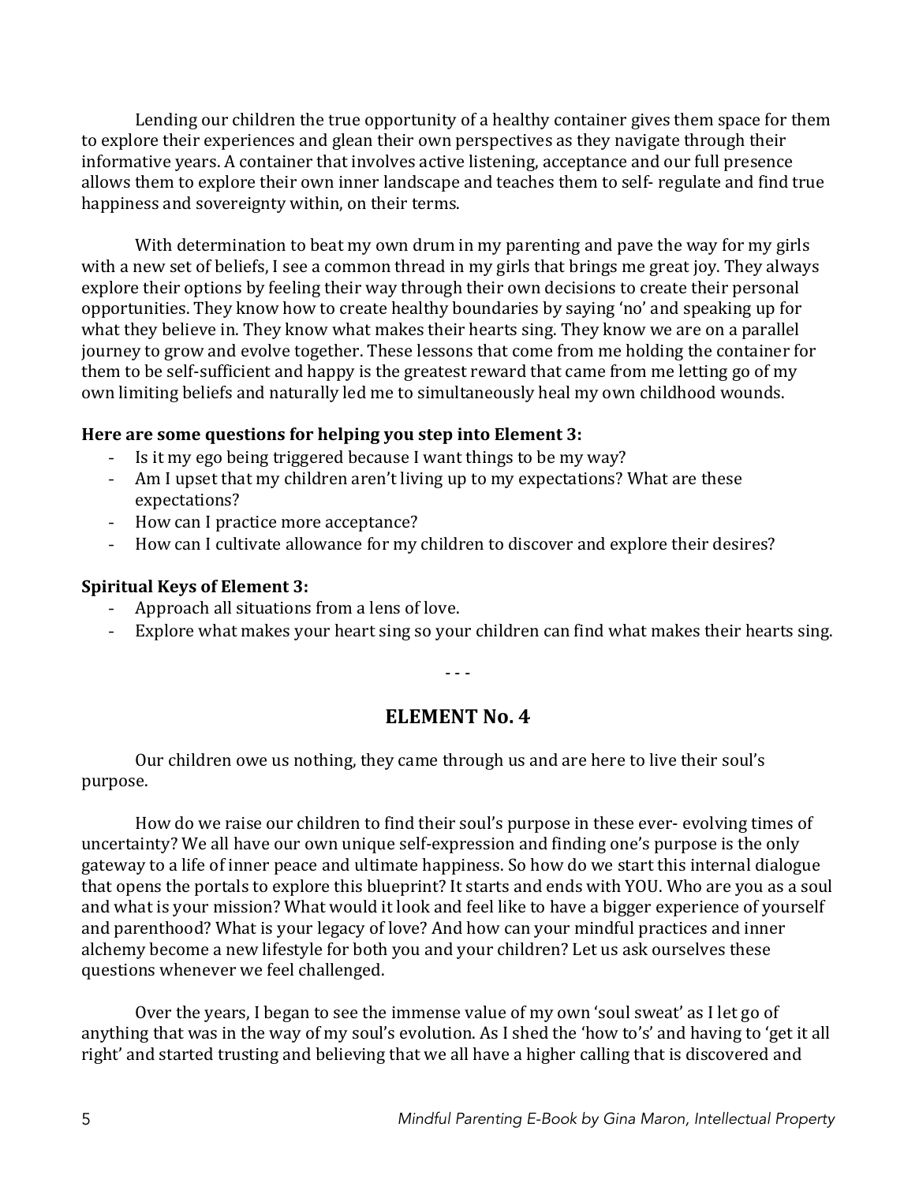Lending our children the true opportunity of a healthy container gives them space for them to explore their experiences and glean their own perspectives as they navigate through their informative years. A container that involves active listening, acceptance and our full presence allows them to explore their own inner landscape and teaches them to self- regulate and find true happiness and sovereignty within, on their terms.

With determination to beat my own drum in my parenting and pave the way for my girls with a new set of beliefs, I see a common thread in my girls that brings me great joy. They always explore their options by feeling their way through their own decisions to create their personal opportunities. They know how to create healthy boundaries by saying 'no' and speaking up for what they believe in. They know what makes their hearts sing. They know we are on a parallel journey to grow and evolve together. These lessons that come from me holding the container for them to be self-sufficient and happy is the greatest reward that came from me letting go of my own limiting beliefs and naturally led me to simultaneously heal my own childhood wounds.

**Here are some questions for helping you step into Element 3:**

- Is it my ego being triggered because I want things to be my way?
- Am I upset that my children aren't living up to my expectations? What are these expectations?
- How can I practice more acceptance?
- How can I cultivate allowance for my children to discover and explore their desires?

**Spiritual Keys of Element 3:**

- Approach all situations from a lens of love.
- Explore what makes your heart sing so your children can find what makes their hearts sing.

- - -

## ELEMENT No. 4

Our children owe us nothing, they came through us and are here to live their soul's purpose.

How do we raise our children to find their soul's purpose in these ever- evolving times of uncertainty? We all have our own unique self-expression and finding one's purpose is the only gateway to a life of inner peace and ultimate happiness. So how do we start this internal dialogue that opens the portals to explore this blueprint? It starts and ends with YOU. Who are you as a soul and what is your mission? What would it look and feel like to have a bigger experience of yourself and parenthood? What is your legacy of love? And how can your mindful practices and inner alchemy become a new lifestyle for both you and your children? Let us ask ourselves these questions whenever we feel challenged.

Over the years, I began to see the immense value of my own 'soul sweat' as I let go of anything that was in the way of my soul's evolution. As I shed the 'how to's' and having to 'get it all right' and started trusting and believing that we all have a higher calling that is discovered and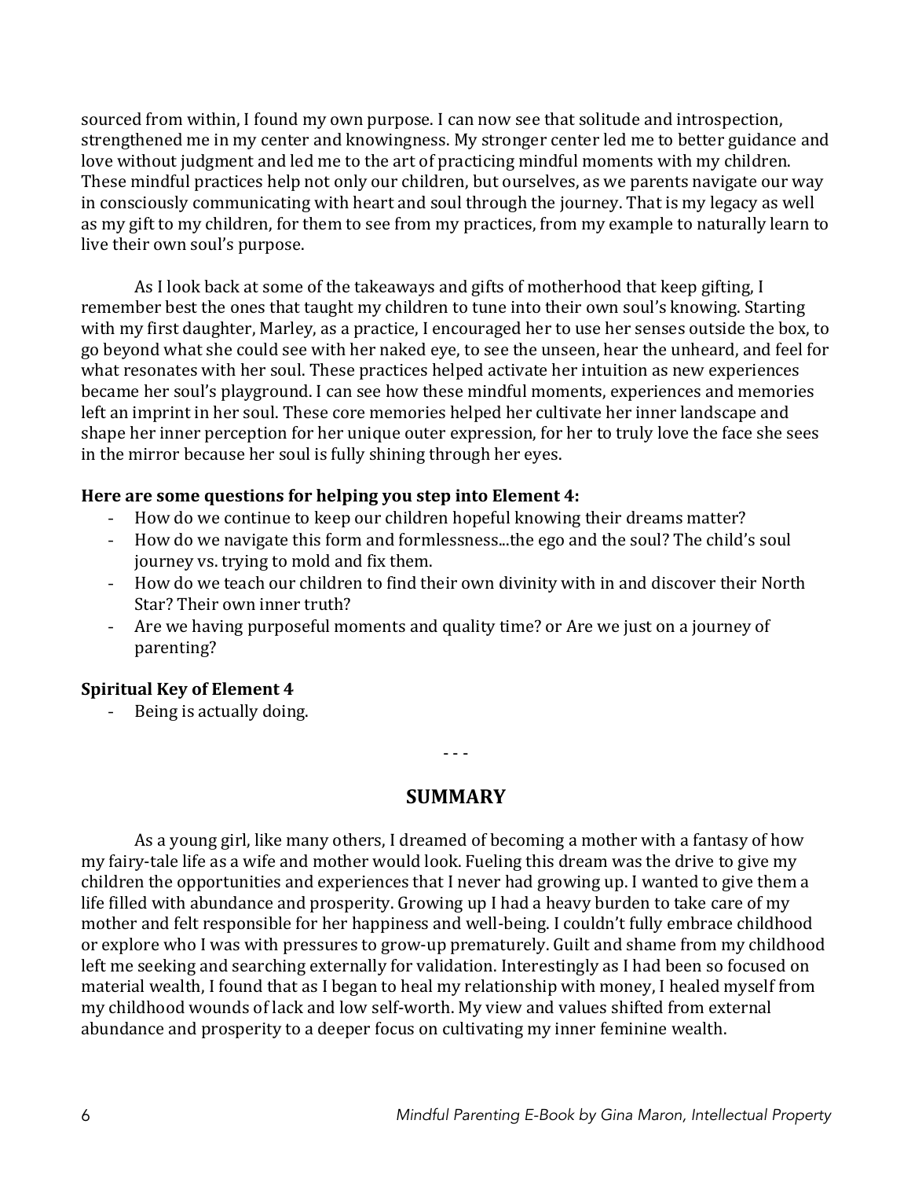sourced from within, I found my own purpose. I can now see that solitude and introspection, strengthened me in my center and knowingness. My stronger center led me to better guidance and love without judgment and led me to the art of practicing mindful moments with my children. These mindful practices help not only our children, but ourselves, as we parents navigate our way in consciously communicating with heart and soul through the journey. That is my legacy as well as my gift to my children, for them to see from my practices, from my example to naturally learn to live their own soul's purpose.

As I look back at some of the takeaways and gifts of motherhood that keep gifting, I remember best the ones that taught my children to tune into their own soul's knowing. Starting with my first daughter, Marley, as a practice, I encouraged her to use her senses outside the box, to go beyond what she could see with her naked eye, to see the unseen, hear the unheard, and feel for what resonates with her soul. These practices helped activate her intuition as new experiences became her soul's playground. I can see how these mindful moments, experiences and memories left an imprint in her soul. These core memories helped her cultivate her inner landscape and shape her inner perception for her unique outer expression, for her to truly love the face she sees in the mirror because her soul is fully shining through her eyes.

**Here are some questions for helping you step into Element 4:**

- How do we continue to keep our children hopeful knowing their dreams matter?
- How do we navigate this form and formlessness...the ego and the soul? The child's soul journey vs. trying to mold and fix them.
- How do we teach our children to find their own divinity with in and discover their North Star? Their own inner truth?
- Are we having purposeful moments and quality time? or Are we just on a journey of parenting?

**Spiritual Key of Element 4**

- Being is actually doing.

- - -

## SUMMARY

As a young girl, like many others, I dreamed of becoming a mother with a fantasy of how my fairy-tale life as a wife and mother would look. Fueling this dream was the drive to give my children the opportunities and experiences that I never had growing up. I wanted to give them a life filled with abundance and prosperity. Growing up I had a heavy burden to take care of my mother and felt responsible for her happiness and well-being. I couldn't fully embrace childhood or explore who I was with pressures to grow-up prematurely. Guilt and shame from my childhood left me seeking and searching externally for validation. Interestingly as I had been so focused on material wealth, I found that as I began to heal my relationship with money, I healed myself from my childhood wounds of lack and low self-worth. My view and values shifted from external abundance and prosperity to a deeper focus on cultivating my inner feminine wealth.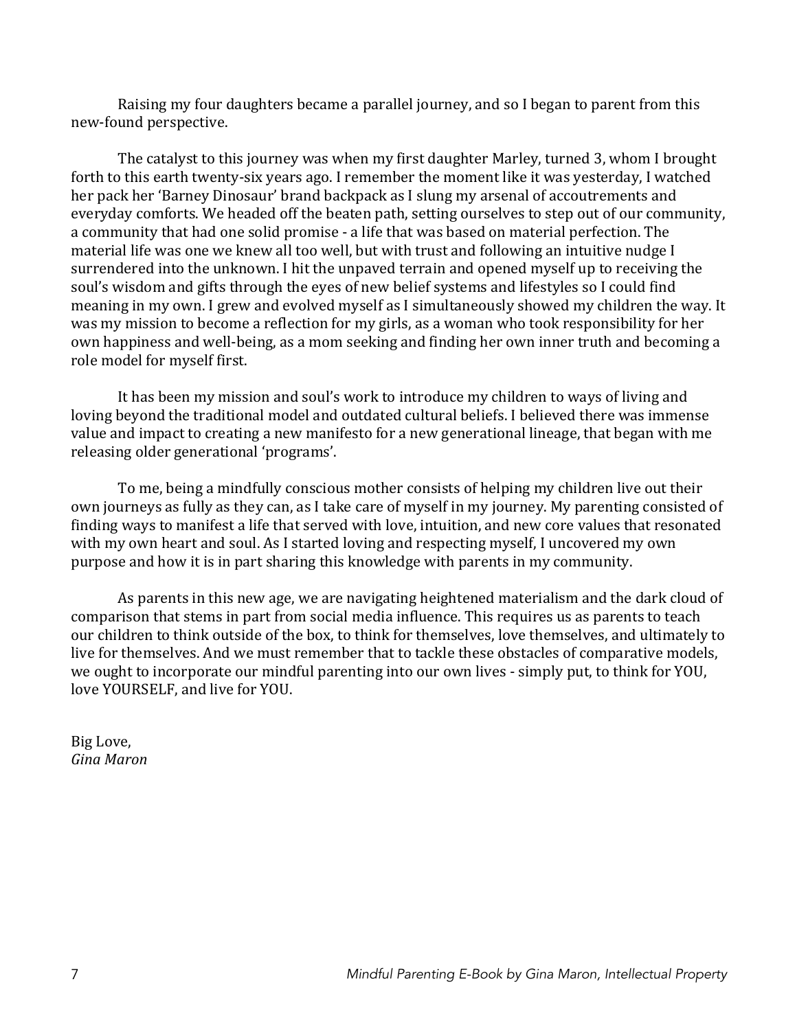Raising my four daughters became a parallel journey, and so I began to parent from this new-found perspective.

The catalyst to this journey was when my first daughter Marley, turned 3, whom I brought forth to this earth twenty-six years ago. I remember the moment like it was yesterday, I watched her pack her 'Barney Dinosaur' brand backpack as I slung my arsenal of accoutrements and everyday comforts. We headed off the beaten path, setting ourselves to step out of our community, a community that had one solid promise - a life that was based on material perfection. The material life was one we knew all too well, but with trust and following an intuitive nudge I surrendered into the unknown. I hit the unpaved terrain and opened myself up to receiving the soul's wisdom and gifts through the eyes of new belief systems and lifestyles so I could find meaning in my own. I grew and evolved myself as I simultaneously showed my children the way. It was my mission to become a reflection for my girls, as a woman who took responsibility for her own happiness and well-being, as a mom seeking and finding her own inner truth and becoming a role model for myself first.

It has been my mission and soul's work to introduce my children to ways of living and loving beyond the traditional model and outdated cultural beliefs. I believed there was immense value and impact to creating a new manifesto for a new generational lineage, that began with me releasing older generational 'programs'.

To me, being a mindfully conscious mother consists of helping my children live out their own journeys as fully as they can, as I take care of myself in my journey. My parenting consisted of finding ways to manifest a life that served with love, intuition, and new core values that resonated with my own heart and soul. As I started loving and respecting myself, I uncovered my own purpose and how it is in part sharing this knowledge with parents in my community.

As parents in this new age, we are navigating heightened materialism and the dark cloud of comparison that stems in part from social media influence. This requires us as parents to teach our children to think outside of the box, to think for themselves, love themselves, and ultimately to live for themselves. And we must remember that to tackle these obstacles of comparative models, we ought to incorporate our mindful parenting into our own lives - simply put, to think for YOU, love YOURSELF, and live for YOU.

Big Love,
*Gina Maron*